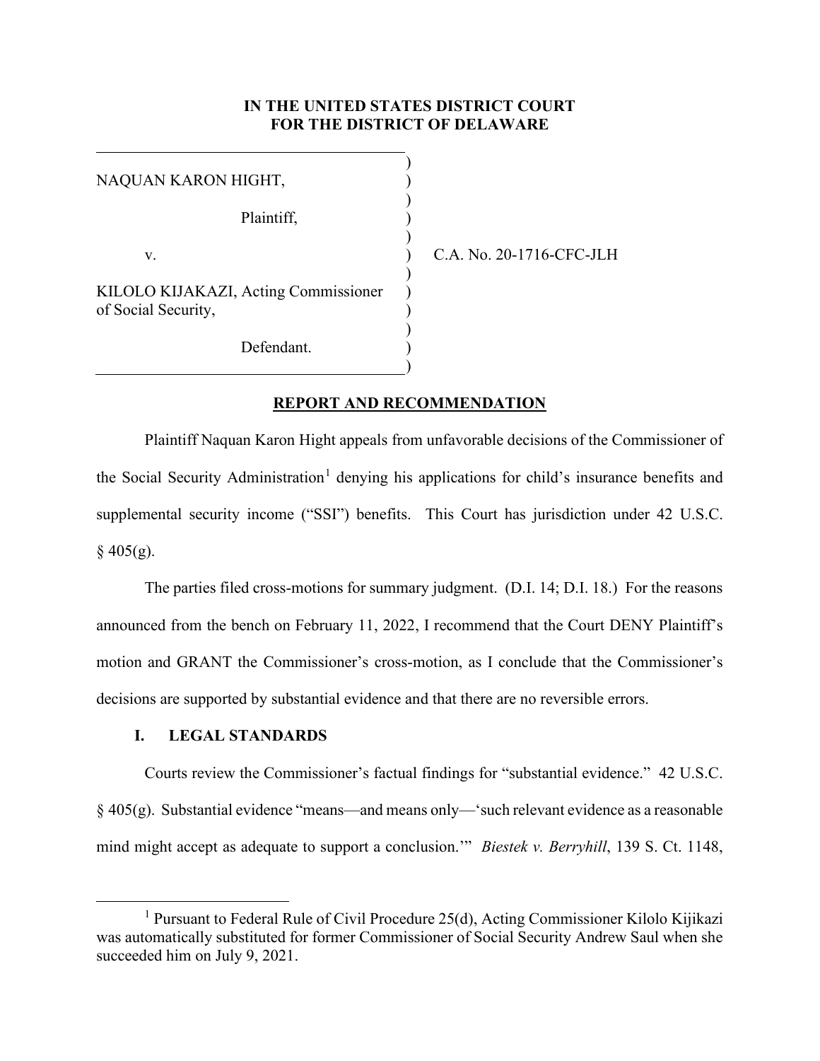**IN THE UNITED STATES DISTRICT COURT
FOR THE DISTRICT OF DELAWARE**

NAQUAN KARON HIGHT,

Plaintiff,

v.

KILOLO KIJAKAZI, Acting Commissioner of Social Security,

Defendant.

C.A. No. 20-1716-CFC-JLH

**REPORT AND RECOMMENDATION**

Plaintiff Naquan Karon Hight appeals from unfavorable decisions of the Commissioner of the Social Security Administration[1] denying his applications for child's insurance benefits and supplemental security income ("SSI") benefits. This Court has jurisdiction under 42 U.S.C. § 405(g).

The parties filed cross-motions for summary judgment. (D.I. 14; D.I. 18.) For the reasons announced from the bench on February 11, 2022, I recommend that the Court DENY Plaintiff's motion and GRANT the Commissioner's cross-motion, as I conclude that the Commissioner's decisions are supported by substantial evidence and that there are no reversible errors.

## I. LEGAL STANDARDS

Courts review the Commissioner's factual findings for "substantial evidence." 42 U.S.C. § 405(g). Substantial evidence "means—and means only—'such relevant evidence as a reasonable mind might accept as adequate to support a conclusion.'" *Biestek v. Berryhill*, 139 S. Ct. 1148,

[1] Pursuant to Federal Rule of Civil Procedure 25(d), Acting Commissioner Kilolo Kijikazi was automatically substituted for former Commissioner of Social Security Andrew Saul when she succeeded him on July 9, 2021.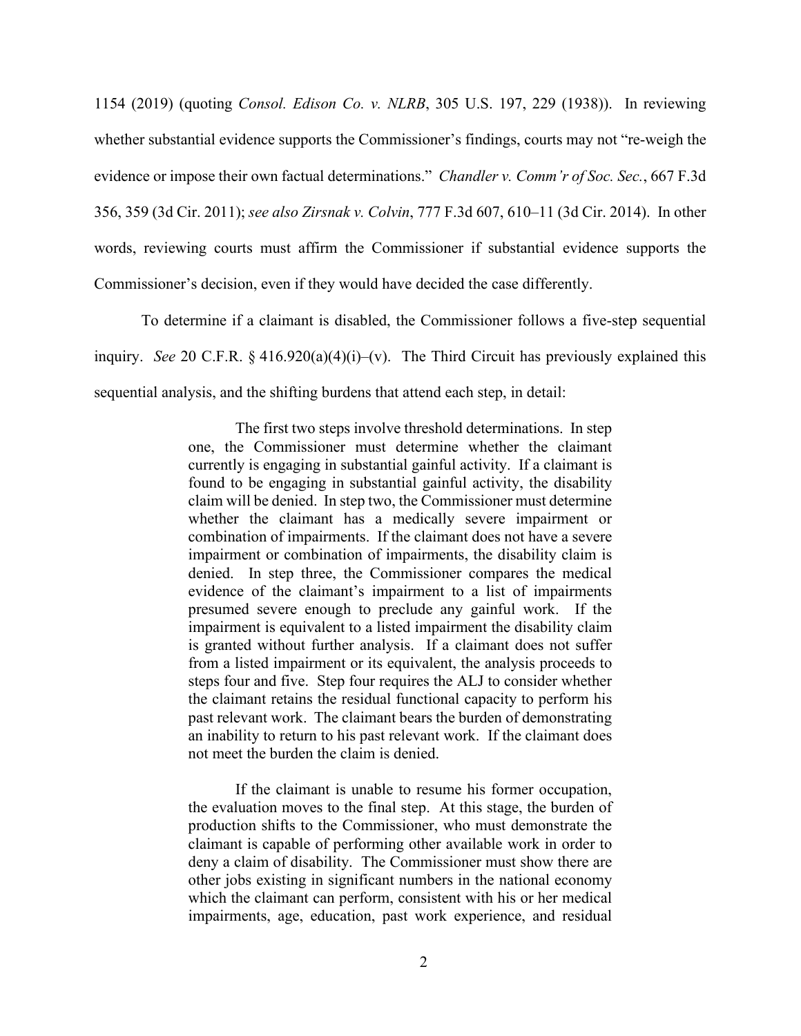1154 (2019) (quoting *Consol. Edison Co. v. NLRB*, 305 U.S. 197, 229 (1938)). In reviewing whether substantial evidence supports the Commissioner's findings, courts may not "re-weigh the evidence or impose their own factual determinations." *Chandler v. Comm'r of Soc. Sec.*, 667 F.3d 356, 359 (3d Cir. 2011); *see also Zirsnak v. Colvin*, 777 F.3d 607, 610–11 (3d Cir. 2014). In other words, reviewing courts must affirm the Commissioner if substantial evidence supports the Commissioner's decision, even if they would have decided the case differently.

To determine if a claimant is disabled, the Commissioner follows a five-step sequential inquiry. *See* 20 C.F.R. § 416.920(a)(4)(i)–(v). The Third Circuit has previously explained this sequential analysis, and the shifting burdens that attend each step, in detail:

> The first two steps involve threshold determinations. In step one, the Commissioner must determine whether the claimant currently is engaging in substantial gainful activity. If a claimant is found to be engaging in substantial gainful activity, the disability claim will be denied. In step two, the Commissioner must determine whether the claimant has a medically severe impairment or combination of impairments. If the claimant does not have a severe impairment or combination of impairments, the disability claim is denied. In step three, the Commissioner compares the medical evidence of the claimant's impairment to a list of impairments presumed severe enough to preclude any gainful work. If the impairment is equivalent to a listed impairment the disability claim is granted without further analysis. If a claimant does not suffer from a listed impairment or its equivalent, the analysis proceeds to steps four and five. Step four requires the ALJ to consider whether the claimant retains the residual functional capacity to perform his past relevant work. The claimant bears the burden of demonstrating an inability to return to his past relevant work. If the claimant does not meet the burden the claim is denied.
>
> If the claimant is unable to resume his former occupation, the evaluation moves to the final step. At this stage, the burden of production shifts to the Commissioner, who must demonstrate the claimant is capable of performing other available work in order to deny a claim of disability. The Commissioner must show there are other jobs existing in significant numbers in the national economy which the claimant can perform, consistent with his or her medical impairments, age, education, past work experience, and residual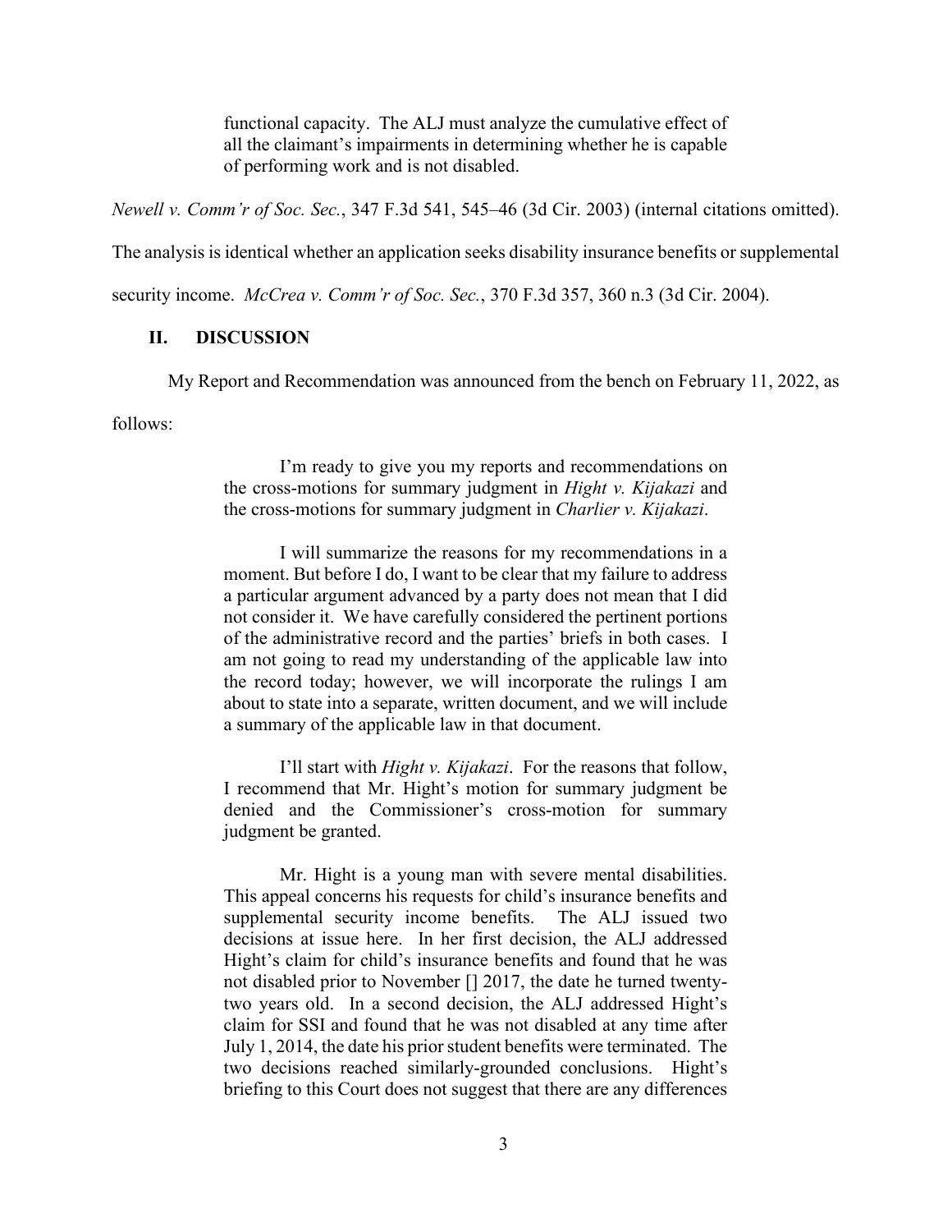> functional capacity. The ALJ must analyze the cumulative effect of all the claimant's impairments in determining whether he is capable of performing work and is not disabled.

*Newell v. Comm'r of Soc. Sec.*, 347 F.3d 541, 545–46 (3d Cir. 2003) (internal citations omitted). The analysis is identical whether an application seeks disability insurance benefits or supplemental security income. *McCrea v. Comm'r of Soc. Sec.*, 370 F.3d 357, 360 n.3 (3d Cir. 2004).

## II. DISCUSSION

My Report and Recommendation was announced from the bench on February 11, 2022, as follows:

> I'm ready to give you my reports and recommendations on the cross-motions for summary judgment in *Hight v. Kijakazi* and the cross-motions for summary judgment in *Charlier v. Kijakazi*.
>
> I will summarize the reasons for my recommendations in a moment. But before I do, I want to be clear that my failure to address a particular argument advanced by a party does not mean that I did not consider it. We have carefully considered the pertinent portions of the administrative record and the parties' briefs in both cases. I am not going to read my understanding of the applicable law into the record today; however, we will incorporate the rulings I am about to state into a separate, written document, and we will include a summary of the applicable law in that document.
>
> I'll start with *Hight v. Kijakazi*. For the reasons that follow, I recommend that Mr. Hight's motion for summary judgment be denied and the Commissioner's cross-motion for summary judgment be granted.
>
> Mr. Hight is a young man with severe mental disabilities. This appeal concerns his requests for child's insurance benefits and supplemental security income benefits. The ALJ issued two decisions at issue here. In her first decision, the ALJ addressed Hight's claim for child's insurance benefits and found that he was not disabled prior to November [] 2017, the date he turned twenty-two years old. In a second decision, the ALJ addressed Hight's claim for SSI and found that he was not disabled at any time after July 1, 2014, the date his prior student benefits were terminated. The two decisions reached similarly-grounded conclusions. Hight's briefing to this Court does not suggest that there are any differences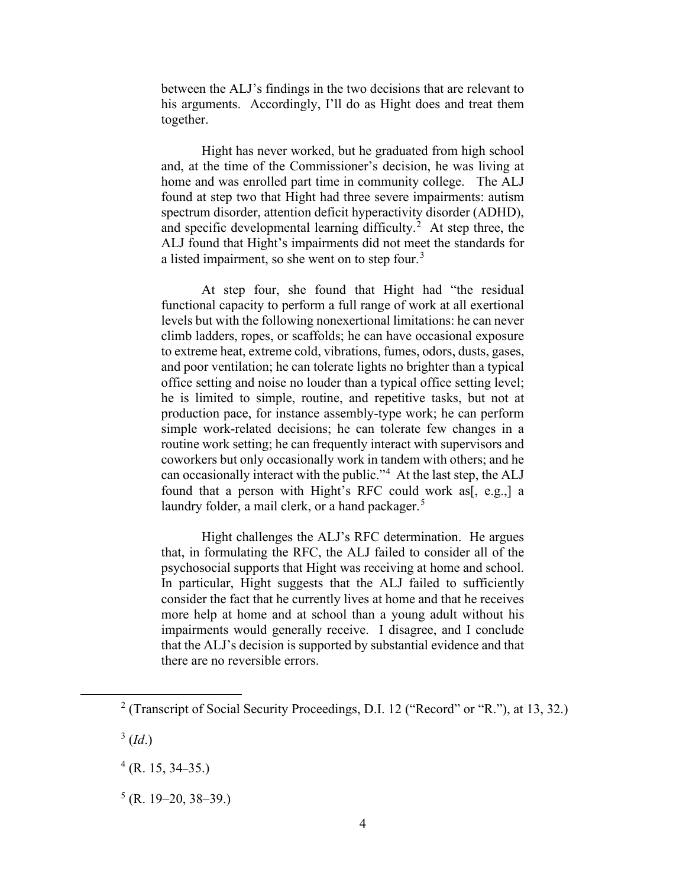between the ALJ's findings in the two decisions that are relevant to his arguments. Accordingly, I'll do as Hight does and treat them together.

Hight has never worked, but he graduated from high school and, at the time of the Commissioner's decision, he was living at home and was enrolled part time in community college. The ALJ found at step two that Hight had three severe impairments: autism spectrum disorder, attention deficit hyperactivity disorder (ADHD), and specific developmental learning difficulty.[2] At step three, the ALJ found that Hight's impairments did not meet the standards for a listed impairment, so she went on to step four.[3]

At step four, she found that Hight had "the residual functional capacity to perform a full range of work at all exertional levels but with the following nonexertional limitations: he can never climb ladders, ropes, or scaffolds; he can have occasional exposure to extreme heat, extreme cold, vibrations, fumes, odors, dusts, gases, and poor ventilation; he can tolerate lights no brighter than a typical office setting and noise no louder than a typical office setting level; he is limited to simple, routine, and repetitive tasks, but not at production pace, for instance assembly-type work; he can perform simple work-related decisions; he can tolerate few changes in a routine work setting; he can frequently interact with supervisors and coworkers but only occasionally work in tandem with others; and he can occasionally interact with the public."[4] At the last step, the ALJ found that a person with Hight's RFC could work as[, e.g.,] a laundry folder, a mail clerk, or a hand packager.[5]

Hight challenges the ALJ's RFC determination. He argues that, in formulating the RFC, the ALJ failed to consider all of the psychosocial supports that Hight was receiving at home and school. In particular, Hight suggests that the ALJ failed to sufficiently consider the fact that he currently lives at home and that he receives more help at home and at school than a young adult without his impairments would generally receive. I disagree, and I conclude that the ALJ's decision is supported by substantial evidence and that there are no reversible errors.

---

[2] (Transcript of Social Security Proceedings, D.I. 12 ("Record" or "R."), at 13, 32.)

[3] (*Id*.)

[4] (R. 15, 34–35.)

[5] (R. 19–20, 38–39.)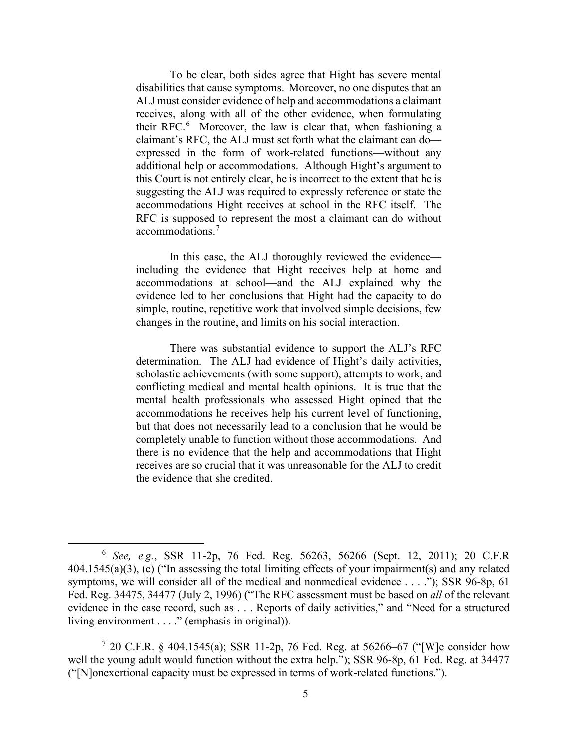To be clear, both sides agree that Hight has severe mental disabilities that cause symptoms. Moreover, no one disputes that an ALJ must consider evidence of help and accommodations a claimant receives, along with all of the other evidence, when formulating their RFC.[6] Moreover, the law is clear that, when fashioning a claimant's RFC, the ALJ must set forth what the claimant can do—expressed in the form of work-related functions—without any additional help or accommodations. Although Hight's argument to this Court is not entirely clear, he is incorrect to the extent that he is suggesting the ALJ was required to expressly reference or state the accommodations Hight receives at school in the RFC itself. The RFC is supposed to represent the most a claimant can do without accommodations.[7]

In this case, the ALJ thoroughly reviewed the evidence—including the evidence that Hight receives help at home and accommodations at school—and the ALJ explained why the evidence led to her conclusions that Hight had the capacity to do simple, routine, repetitive work that involved simple decisions, few changes in the routine, and limits on his social interaction.

There was substantial evidence to support the ALJ's RFC determination. The ALJ had evidence of Hight's daily activities, scholastic achievements (with some support), attempts to work, and conflicting medical and mental health opinions. It is true that the mental health professionals who assessed Hight opined that the accommodations he receives help his current level of functioning, but that does not necessarily lead to a conclusion that he would be completely unable to function without those accommodations. And there is no evidence that the help and accommodations that Hight receives are so crucial that it was unreasonable for the ALJ to credit the evidence that she credited.

---

[6] *See, e.g.*, SSR 11-2p, 76 Fed. Reg. 56263, 56266 (Sept. 12, 2011); 20 C.F.R 404.1545(a)(3), (e) ("In assessing the total limiting effects of your impairment(s) and any related symptoms, we will consider all of the medical and nonmedical evidence . . . ."); SSR 96-8p, 61 Fed. Reg. 34475, 34477 (July 2, 1996) ("The RFC assessment must be based on *all* of the relevant evidence in the case record, such as . . . Reports of daily activities," and "Need for a structured living environment . . . ." (emphasis in original)).

[7] 20 C.F.R. § 404.1545(a); SSR 11-2p, 76 Fed. Reg. at 56266–67 ("[W]e consider how well the young adult would function without the extra help."); SSR 96-8p, 61 Fed. Reg. at 34477 ("[N]onexertional capacity must be expressed in terms of work-related functions.").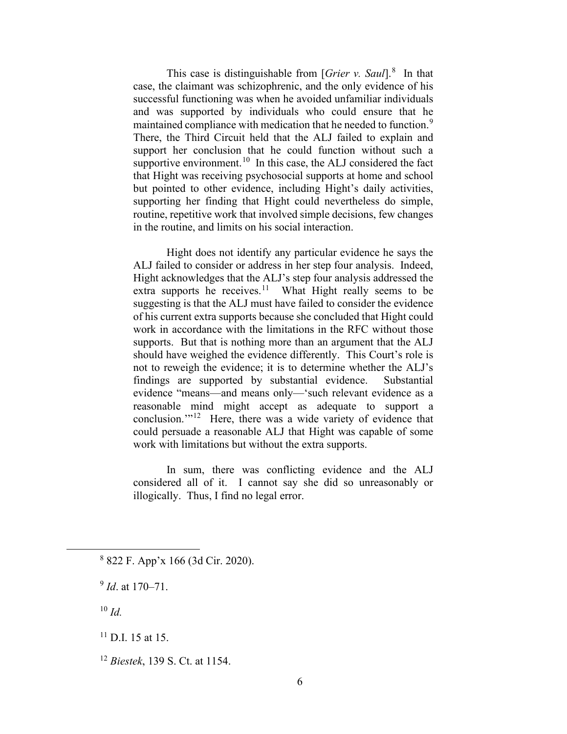This case is distinguishable from [*Grier v. Saul*].[8] In that case, the claimant was schizophrenic, and the only evidence of his successful functioning was when he avoided unfamiliar individuals and was supported by individuals who could ensure that he maintained compliance with medication that he needed to function.[9] There, the Third Circuit held that the ALJ failed to explain and support her conclusion that he could function without such a supportive environment.[10] In this case, the ALJ considered the fact that Hight was receiving psychosocial supports at home and school but pointed to other evidence, including Hight's daily activities, supporting her finding that Hight could nevertheless do simple, routine, repetitive work that involved simple decisions, few changes in the routine, and limits on his social interaction.

Hight does not identify any particular evidence he says the ALJ failed to consider or address in her step four analysis. Indeed, Hight acknowledges that the ALJ's step four analysis addressed the extra supports he receives.[11] What Hight really seems to be suggesting is that the ALJ must have failed to consider the evidence of his current extra supports because she concluded that Hight could work in accordance with the limitations in the RFC without those supports. But that is nothing more than an argument that the ALJ should have weighed the evidence differently. This Court's role is not to reweigh the evidence; it is to determine whether the ALJ's findings are supported by substantial evidence. Substantial evidence "means—and means only—'such relevant evidence as a reasonable mind might accept as adequate to support a conclusion.'"[12] Here, there was a wide variety of evidence that could persuade a reasonable ALJ that Hight was capable of some work with limitations but without the extra supports.

In sum, there was conflicting evidence and the ALJ considered all of it. I cannot say she did so unreasonably or illogically. Thus, I find no legal error.

---

[8] 822 F. App'x 166 (3d Cir. 2020).

[9] *Id*. at 170–71.

[10] *Id.*

[11] D.I. 15 at 15.

[12] *Biestek*, 139 S. Ct. at 1154.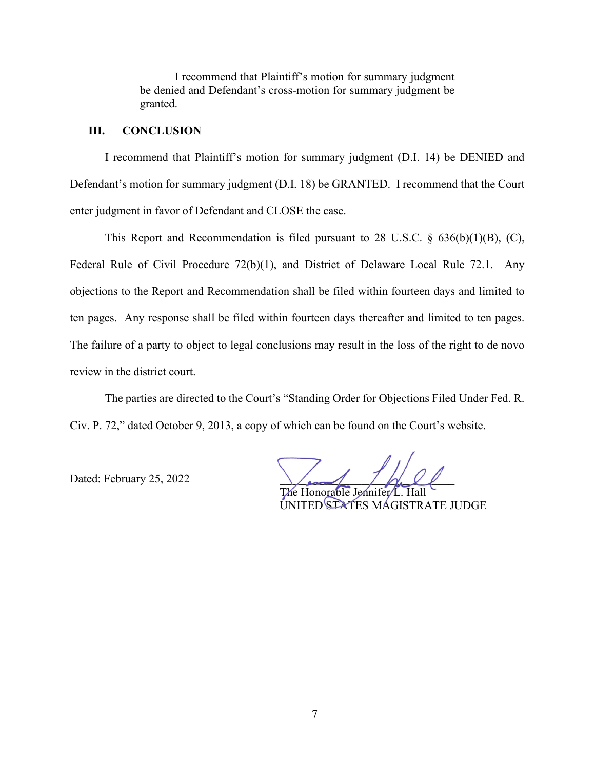> I recommend that Plaintiff's motion for summary judgment be denied and Defendant's cross-motion for summary judgment be granted.

## III. CONCLUSION

I recommend that Plaintiff's motion for summary judgment (D.I. 14) be DENIED and Defendant's motion for summary judgment (D.I. 18) be GRANTED. I recommend that the Court enter judgment in favor of Defendant and CLOSE the case.

This Report and Recommendation is filed pursuant to 28 U.S.C. § 636(b)(1)(B), (C), Federal Rule of Civil Procedure 72(b)(1), and District of Delaware Local Rule 72.1. Any objections to the Report and Recommendation shall be filed within fourteen days and limited to ten pages. Any response shall be filed within fourteen days thereafter and limited to ten pages. The failure of a party to object to legal conclusions may result in the loss of the right to de novo review in the district court.

The parties are directed to the Court's "Standing Order for Objections Filed Under Fed. R. Civ. P. 72," dated October 9, 2013, a copy of which can be found on the Court's website.

Dated: February 25, 2022

The Honorable Jennifer L. Hall
UNITED STATES MAGISTRATE JUDGE